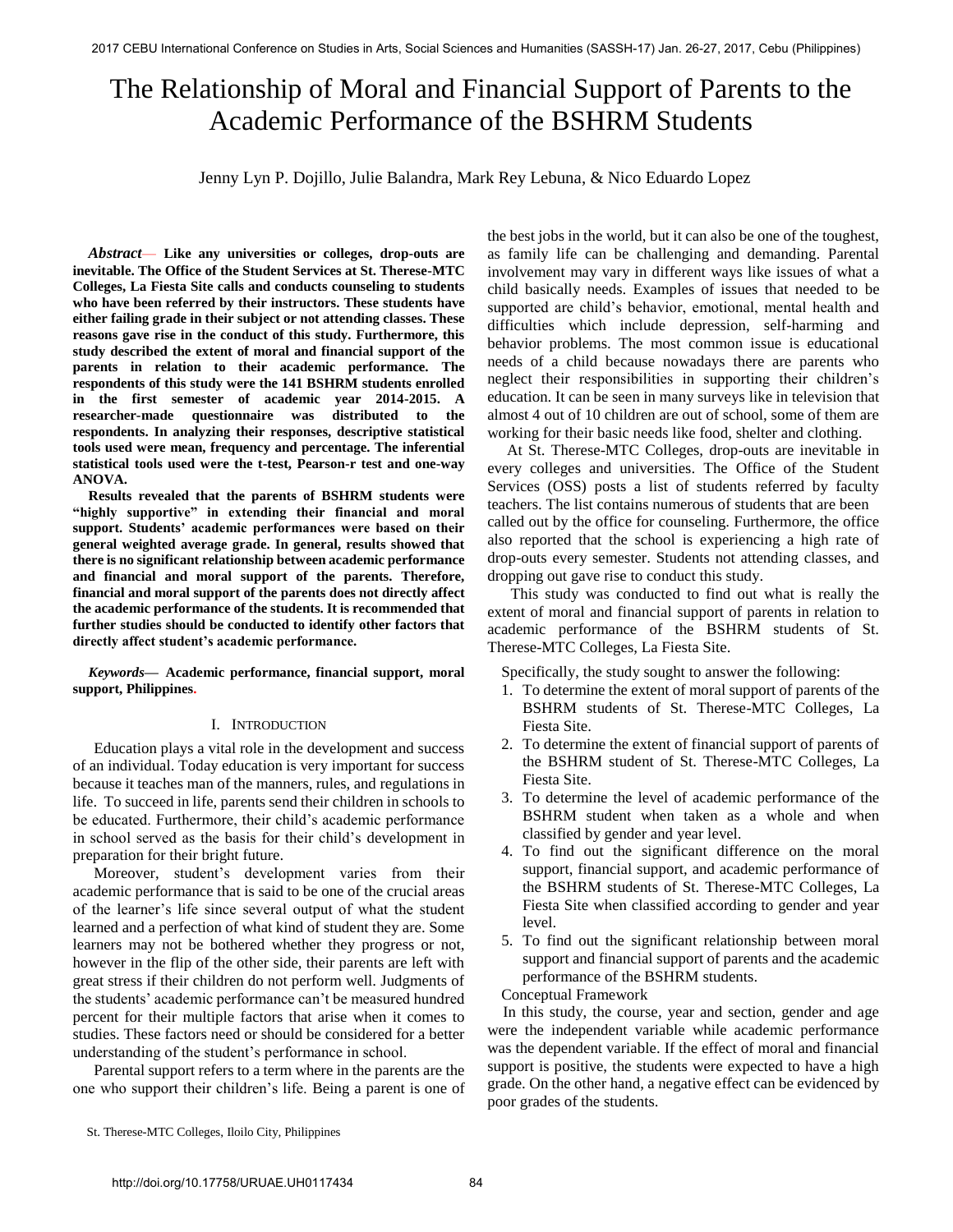# The Relationship of Moral and Financial Support of Parents to the Academic Performance of the BSHRM Students

Jenny Lyn P. Dojillo, Julie Balandra, Mark Rey Lebuna, & Nico Eduardo Lopez

***Abstract*— Like any universities or colleges, drop-outs are inevitable. The Office of the Student Services at St. Therese-MTC Colleges, La Fiesta Site calls and conducts counseling to students who have been referred by their instructors. These students have either failing grade in their subject or not attending classes. These reasons gave rise in the conduct of this study. Furthermore, this study described the extent of moral and financial support of the parents in relation to their academic performance. The respondents of this study were the 141 BSHRM students enrolled in the first semester of academic year 2014-2015. A researcher-made questionnaire was distributed to the respondents. In analyzing their responses, descriptive statistical tools used were mean, frequency and percentage. The inferential statistical tools used were the t-test, Pearson-r test and one-way ANOVA.**

**Results revealed that the parents of BSHRM students were "highly supportive" in extending their financial and moral support. Students' academic performances were based on their general weighted average grade. In general, results showed that there is no significant relationship between academic performance and financial and moral support of the parents. Therefore, financial and moral support of the parents does not directly affect the academic performance of the students. It is recommended that further studies should be conducted to identify other factors that directly affect student's academic performance.**

***Keywords*— Academic performance, financial support, moral support, Philippines.**

## I. Introduction

Education plays a vital role in the development and success of an individual. Today education is very important for success because it teaches man of the manners, rules, and regulations in life. To succeed in life, parents send their children in schools to be educated. Furthermore, their child's academic performance in school served as the basis for their child's development in preparation for their bright future.

Moreover, student's development varies from their academic performance that is said to be one of the crucial areas of the learner's life since several output of what the student learned and a perfection of what kind of student they are. Some learners may not be bothered whether they progress or not, however in the flip of the other side, their parents are left with great stress if their children do not perform well. Judgments of the students' academic performance can't be measured hundred percent for their multiple factors that arise when it comes to studies. These factors need or should be considered for a better understanding of the student's performance in school.

Parental support refers to a term where in the parents are the one who support their children's life. Being a parent is one of the best jobs in the world, but it can also be one of the toughest, as family life can be challenging and demanding. Parental involvement may vary in different ways like issues of what a child basically needs. Examples of issues that needed to be supported are child's behavior, emotional, mental health and difficulties which include depression, self-harming and behavior problems. The most common issue is educational needs of a child because nowadays there are parents who neglect their responsibilities in supporting their children's education. It can be seen in many surveys like in television that almost 4 out of 10 children are out of school, some of them are working for their basic needs like food, shelter and clothing.

At St. Therese-MTC Colleges, drop-outs are inevitable in every colleges and universities. The Office of the Student Services (OSS) posts a list of students referred by faculty teachers. The list contains numerous of students that are been called out by the office for counseling. Furthermore, the office also reported that the school is experiencing a high rate of drop-outs every semester. Students not attending classes, and dropping out gave rise to conduct this study.

This study was conducted to find out what is really the extent of moral and financial support of parents in relation to academic performance of the BSHRM students of St. Therese-MTC Colleges, La Fiesta Site.

Specifically, the study sought to answer the following:

1. To determine the extent of moral support of parents of the BSHRM students of St. Therese-MTC Colleges, La Fiesta Site.
2. To determine the extent of financial support of parents of the BSHRM student of St. Therese-MTC Colleges, La Fiesta Site.
3. To determine the level of academic performance of the BSHRM student when taken as a whole and when classified by gender and year level.
4. To find out the significant difference on the moral support, financial support, and academic performance of the BSHRM students of St. Therese-MTC Colleges, La Fiesta Site when classified according to gender and year level.
5. To find out the significant relationship between moral support and financial support of parents and the academic performance of the BSHRM students.

Conceptual Framework

In this study, the course, year and section, gender and age were the independent variable while academic performance was the dependent variable. If the effect of moral and financial support is positive, the students were expected to have a high grade. On the other hand, a negative effect can be evidenced by poor grades of the students.

St. Therese-MTC Colleges, Iloilo City, Philippines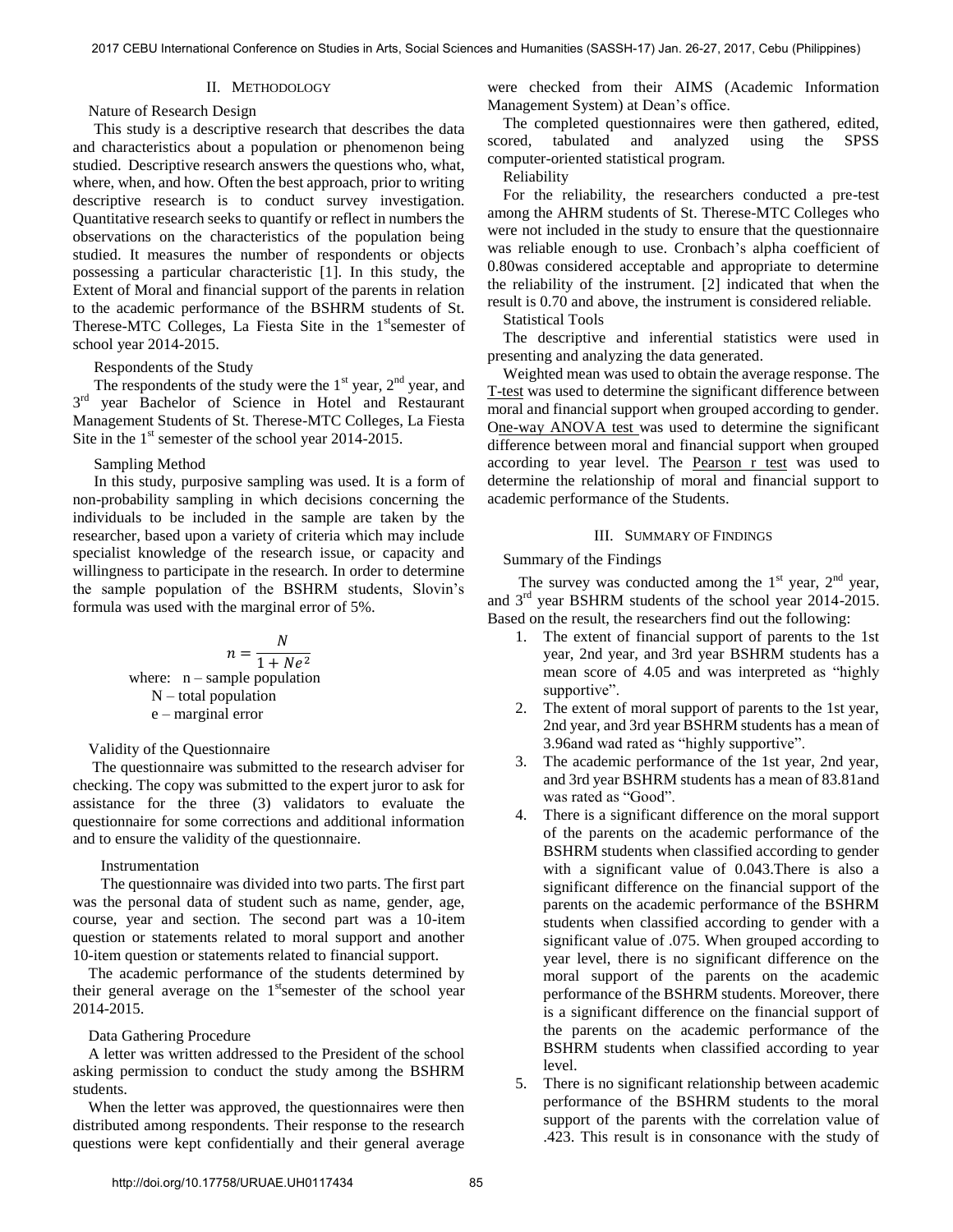## II. Methodology

Nature of Research Design

This study is a descriptive research that describes the data and characteristics about a population or phenomenon being studied. Descriptive research answers the questions who, what, where, when, and how. Often the best approach, prior to writing descriptive research is to conduct survey investigation. Quantitative research seeks to quantify or reflect in numbers the observations on the characteristics of the population being studied. It measures the number of respondents or objects possessing a particular characteristic [1]. In this study, the Extent of Moral and financial support of the parents in relation to the academic performance of the BSHRM students of St. Therese-MTC Colleges, La Fiesta Site in the 1st semester of school year 2014-2015.

Respondents of the Study

The respondents of the study were the 1st year, 2nd year, and 3rd year Bachelor of Science in Hotel and Restaurant Management Students of St. Therese-MTC Colleges, La Fiesta Site in the 1st semester of the school year 2014-2015.

Sampling Method

In this study, purposive sampling was used. It is a form of non-probability sampling in which decisions concerning the individuals to be included in the sample are taken by the researcher, based upon a variety of criteria which may include specialist knowledge of the research issue, or capacity and willingness to participate in the research. In order to determine the sample population of the BSHRM students, Slovin's formula was used with the marginal error of 5%.

$$n = \frac{N}{1 + Ne^2}$$

where: n – sample population
N – total population
e – marginal error

Validity of the Questionnaire

The questionnaire was submitted to the research adviser for checking. The copy was submitted to the expert juror to ask for assistance for the three (3) validators to evaluate the questionnaire for some corrections and additional information and to ensure the validity of the questionnaire.

Instrumentation

The questionnaire was divided into two parts. The first part was the personal data of student such as name, gender, age, course, year and section. The second part was a 10-item question or statements related to moral support and another 10-item question or statements related to financial support.

The academic performance of the students determined by their general average on the 1st semester of the school year 2014-2015.

Data Gathering Procedure

A letter was written addressed to the President of the school asking permission to conduct the study among the BSHRM students.

When the letter was approved, the questionnaires were then distributed among respondents. Their response to the research questions were kept confidentially and their general average were checked from their AIMS (Academic Information Management System) at Dean's office.

The completed questionnaires were then gathered, edited, scored, tabulated and analyzed using the SPSS computer-oriented statistical program.

Reliability

For the reliability, the researchers conducted a pre-test among the AHRM students of St. Therese-MTC Colleges who were not included in the study to ensure that the questionnaire was reliable enough to use. Cronbach's alpha coefficient of 0.80was considered acceptable and appropriate to determine the reliability of the instrument. [2] indicated that when the result is 0.70 and above, the instrument is considered reliable.

Statistical Tools

The descriptive and inferential statistics were used in presenting and analyzing the data generated.

Weighted mean was used to obtain the average response. The T-test was used to determine the significant difference between moral and financial support when grouped according to gender. One-way ANOVA test was used to determine the significant difference between moral and financial support when grouped according to year level. The Pearson r test was used to determine the relationship of moral and financial support to academic performance of the Students.

## III. Summary of Findings

Summary of the Findings

The survey was conducted among the 1st year, 2nd year, and 3rd year BSHRM students of the school year 2014-2015. Based on the result, the researchers find out the following:

1. The extent of financial support of parents to the 1st year, 2nd year, and 3rd year BSHRM students has a mean score of 4.05 and was interpreted as "highly supportive".
2. The extent of moral support of parents to the 1st year, 2nd year, and 3rd year BSHRM students has a mean of 3.96and wad rated as "highly supportive".
3. The academic performance of the 1st year, 2nd year, and 3rd year BSHRM students has a mean of 83.81and was rated as "Good".
4. There is a significant difference on the moral support of the parents on the academic performance of the BSHRM students when classified according to gender with a significant value of 0.043.There is also a significant difference on the financial support of the parents on the academic performance of the BSHRM students when classified according to gender with a significant value of .075. When grouped according to year level, there is no significant difference on the moral support of the parents on the academic performance of the BSHRM students. Moreover, there is a significant difference on the financial support of the parents on the academic performance of the BSHRM students when classified according to year level.
5. There is no significant relationship between academic performance of the BSHRM students to the moral support of the parents with the correlation value of .423. This result is in consonance with the study of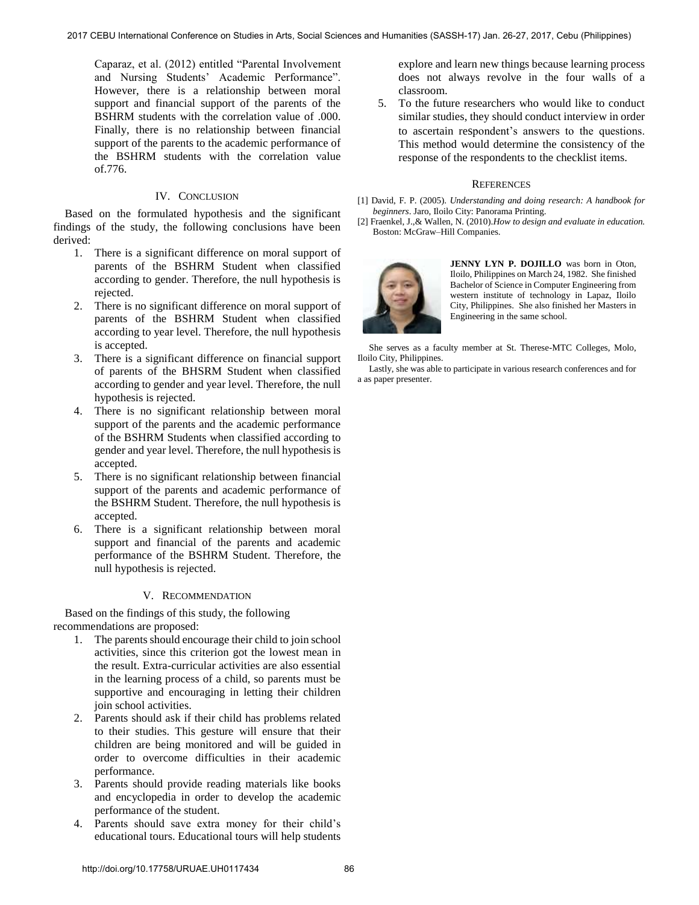Caparaz, et al. (2012) entitled "Parental Involvement and Nursing Students' Academic Performance". However, there is a relationship between moral support and financial support of the parents of the BSHRM students with the correlation value of .000. Finally, there is no relationship between financial support of the parents to the academic performance of the BSHRM students with the correlation value of.776.

## IV. Conclusion

Based on the formulated hypothesis and the significant findings of the study, the following conclusions have been derived:

1. There is a significant difference on moral support of parents of the BSHRM Student when classified according to gender. Therefore, the null hypothesis is rejected.
2. There is no significant difference on moral support of parents of the BSHRM Student when classified according to year level. Therefore, the null hypothesis is accepted.
3. There is a significant difference on financial support of parents of the BHSRM Student when classified according to gender and year level. Therefore, the null hypothesis is rejected.
4. There is no significant relationship between moral support of the parents and the academic performance of the BSHRM Students when classified according to gender and year level. Therefore, the null hypothesis is accepted.
5. There is no significant relationship between financial support of the parents and academic performance of the BSHRM Student. Therefore, the null hypothesis is accepted.
6. There is a significant relationship between moral support and financial of the parents and academic performance of the BSHRM Student. Therefore, the null hypothesis is rejected.

## V. Recommendation

Based on the findings of this study, the following recommendations are proposed:

1. The parents should encourage their child to join school activities, since this criterion got the lowest mean in the result. Extra-curricular activities are also essential in the learning process of a child, so parents must be supportive and encouraging in letting their children join school activities.
2. Parents should ask if their child has problems related to their studies. This gesture will ensure that their children are being monitored and will be guided in order to overcome difficulties in their academic performance.
3. Parents should provide reading materials like books and encyclopedia in order to develop the academic performance of the student.
4. Parents should save extra money for their child's educational tours. Educational tours will help students explore and learn new things because learning process does not always revolve in the four walls of a classroom.
5. To the future researchers who would like to conduct similar studies, they should conduct interview in order to ascertain respondent's answers to the questions. This method would determine the consistency of the response of the respondents to the checklist items.

## References

[1] David, F. P. (2005). *Understanding and doing research: A handbook for beginners*. Jaro, Iloilo City: Panorama Printing.

[2] Fraenkel, J.,& Wallen, N. (2010).*How to design and evaluate in education.* Boston: McGraw–Hill Companies.

**JENNY LYN P. DOJILLO** was born in Oton, Iloilo, Philippines on March 24, 1982. She finished Bachelor of Science in Computer Engineering from western institute of technology in Lapaz, Iloilo City, Philippines. She also finished her Masters in Engineering in the same school.

She serves as a faculty member at St. Therese-MTC Colleges, Molo, Iloilo City, Philippines.

Lastly, she was able to participate in various research conferences and for a as paper presenter.